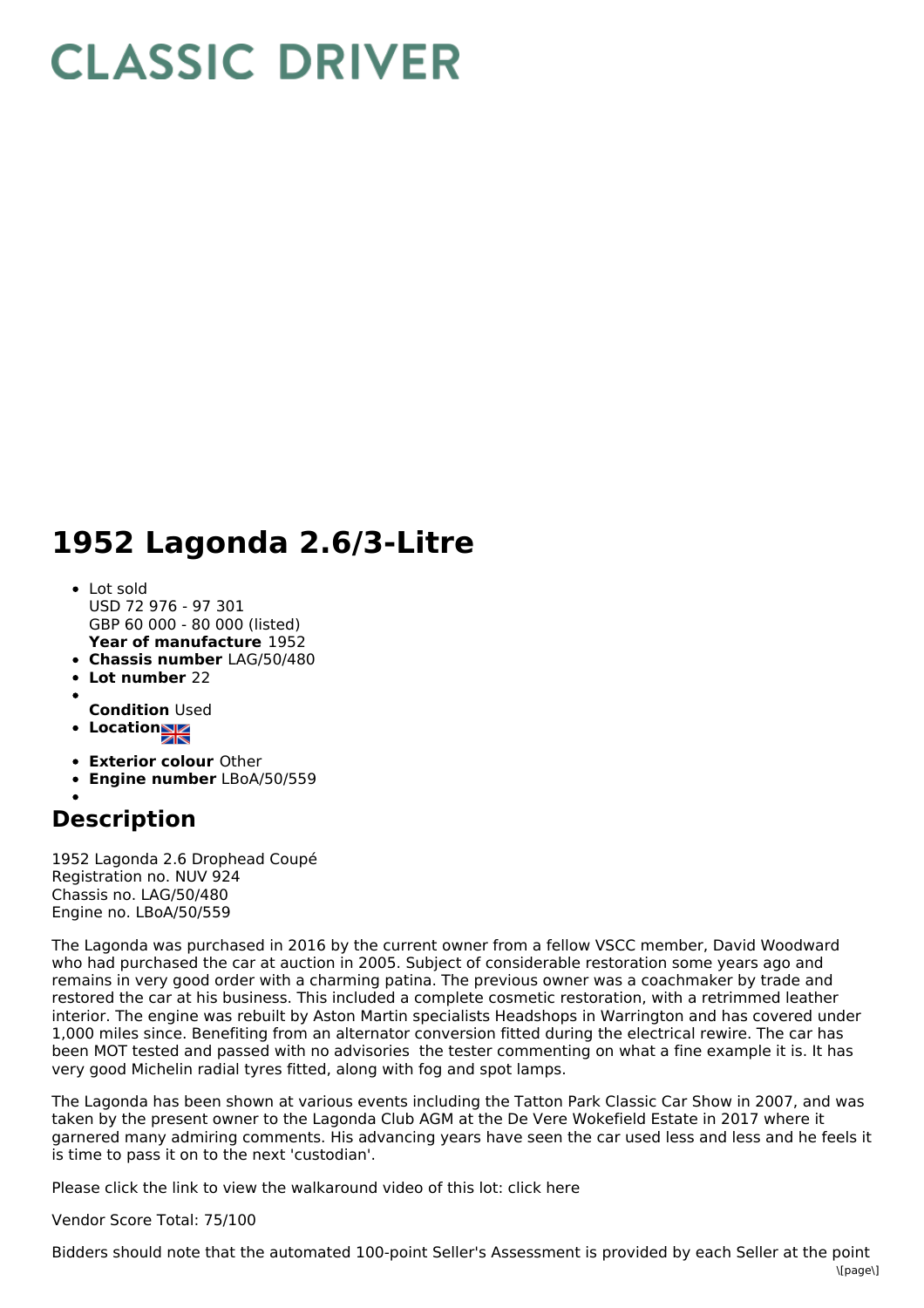# CLASSIC DRIVER

# 1952 Lagonda 2.6/3-Litre

- Lot sold
  USD 72 976 - 97 301
  GBP 60 000 - 80 000 (listed)
  **Year of manufacture** 1952
- **Chassis number** LAG/50/480
- **Lot number** 22
- 
  **Condition** Used
- **Location**
- **Exterior colour** Other
- **Engine number** LBoA/50/559
- 

## Description

1952 Lagonda 2.6 Drophead Coupé
Registration no. NUV 924
Chassis no. LAG/50/480
Engine no. LBoA/50/559

The Lagonda was purchased in 2016 by the current owner from a fellow VSCC member, David Woodward who had purchased the car at auction in 2005. Subject of considerable restoration some years ago and remains in very good order with a charming patina. The previous owner was a coachmaker by trade and restored the car at his business. This included a complete cosmetic restoration, with a retrimmed leather interior. The engine was rebuilt by Aston Martin specialists Headshops in Warrington and has covered under 1,000 miles since. Benefiting from an alternator conversion fitted during the electrical rewire. The car has been MOT tested and passed with no advisories the tester commenting on what a fine example it is. It has very good Michelin radial tyres fitted, along with fog and spot lamps.

The Lagonda has been shown at various events including the Tatton Park Classic Car Show in 2007, and was taken by the present owner to the Lagonda Club AGM at the De Vere Wokefield Estate in 2017 where it garnered many admiring comments. His advancing years have seen the car used less and less and he feels it is time to pass it on to the next 'custodian'.

Please click the link to view the walkaround video of this lot: click here

Vendor Score Total: 75/100

Bidders should note that the automated 100-point Seller's Assessment is provided by each Seller at the point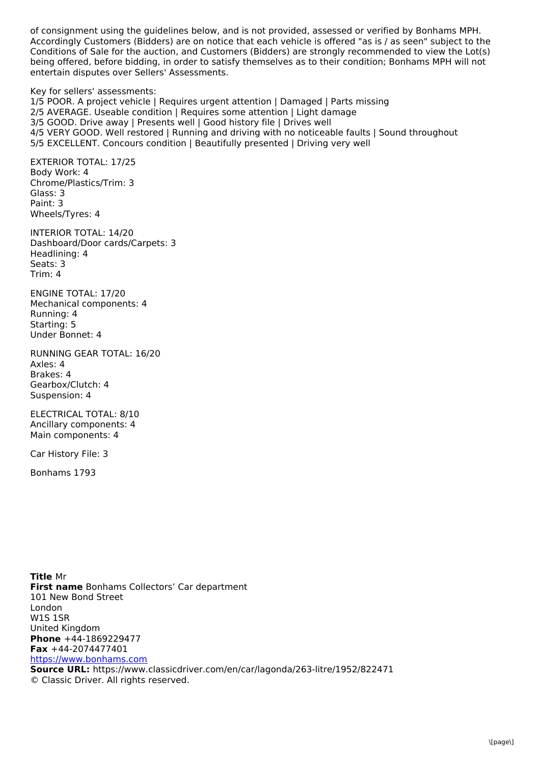of consignment using the guidelines below, and is not provided, assessed or verified by Bonhams MPH. Accordingly Customers (Bidders) are on notice that each vehicle is offered "as is / as seen" subject to the Conditions of Sale for the auction, and Customers (Bidders) are strongly recommended to view the Lot(s) being offered, before bidding, in order to satisfy themselves as to their condition; Bonhams MPH will not entertain disputes over Sellers' Assessments.

Key for sellers' assessments:
1/5 POOR. A project vehicle | Requires urgent attention | Damaged | Parts missing
2/5 AVERAGE. Useable condition | Requires some attention | Light damage
3/5 GOOD. Drive away | Presents well | Good history file | Drives well
4/5 VERY GOOD. Well restored | Running and driving with no noticeable faults | Sound throughout
5/5 EXCELLENT. Concours condition | Beautifully presented | Driving very well

EXTERIOR TOTAL: 17/25
Body Work: 4
Chrome/Plastics/Trim: 3
Glass: 3
Paint: 3
Wheels/Tyres: 4

INTERIOR TOTAL: 14/20
Dashboard/Door cards/Carpets: 3
Headlining: 4
Seats: 3
Trim: 4

ENGINE TOTAL: 17/20
Mechanical components: 4
Running: 4
Starting: 5
Under Bonnet: 4

RUNNING GEAR TOTAL: 16/20
Axles: 4
Brakes: 4
Gearbox/Clutch: 4
Suspension: 4

ELECTRICAL TOTAL: 8/10
Ancillary components: 4
Main components: 4

Car History File: 3

Bonhams 1793

**Title** Mr
**First name** Bonhams Collectors' Car department
101 New Bond Street
London
W1S 1SR
United Kingdom
**Phone** +44-1869229477
**Fax** +44-2074477401
https://www.bonhams.com
**Source URL:** https://www.classicdriver.com/en/car/lagonda/263-litre/1952/822471
© Classic Driver. All rights reserved.